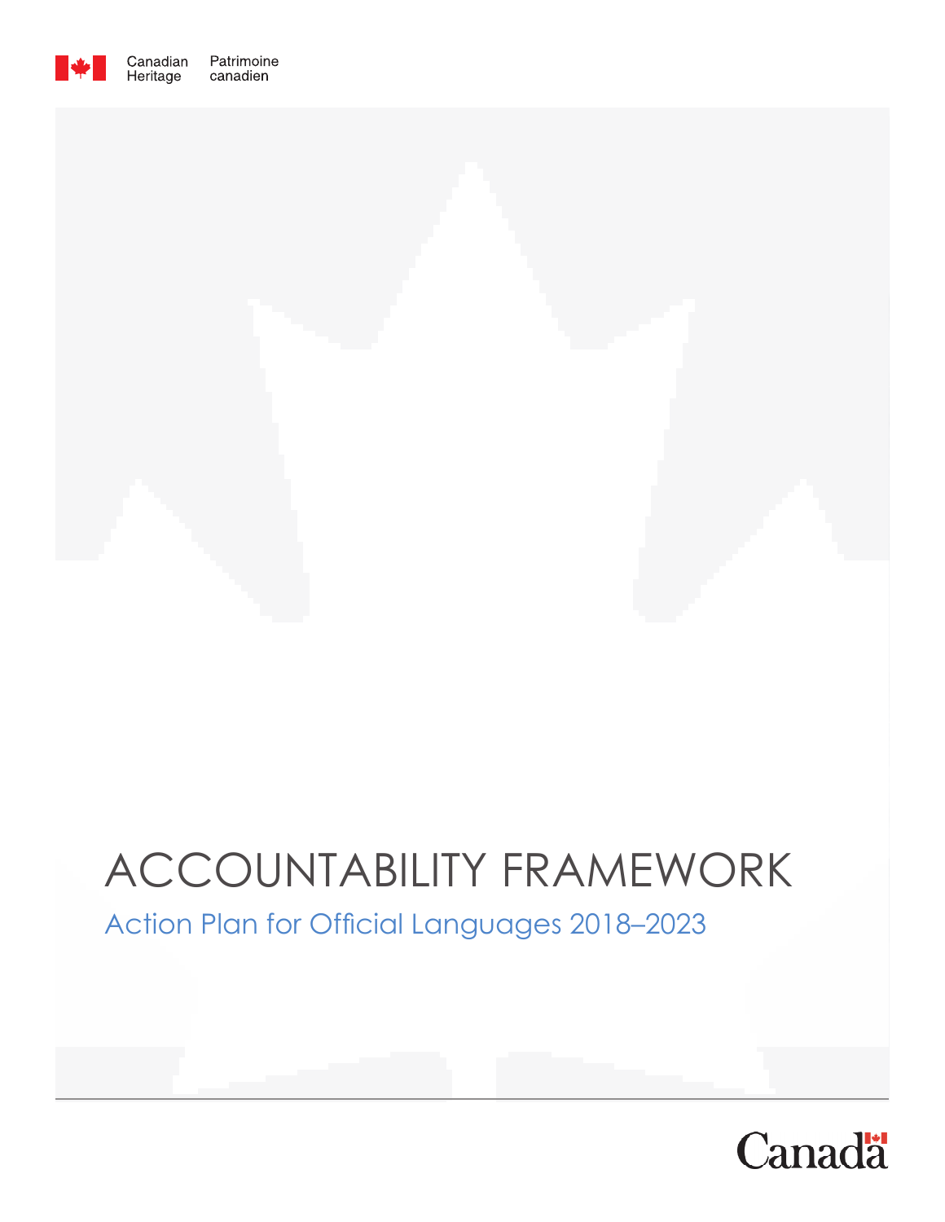Canadian Heritage Patrimoine canadien

# ACCOUNTABILITY FRAMEWORK

## Action Plan for Official Languages 2018–2023

Canada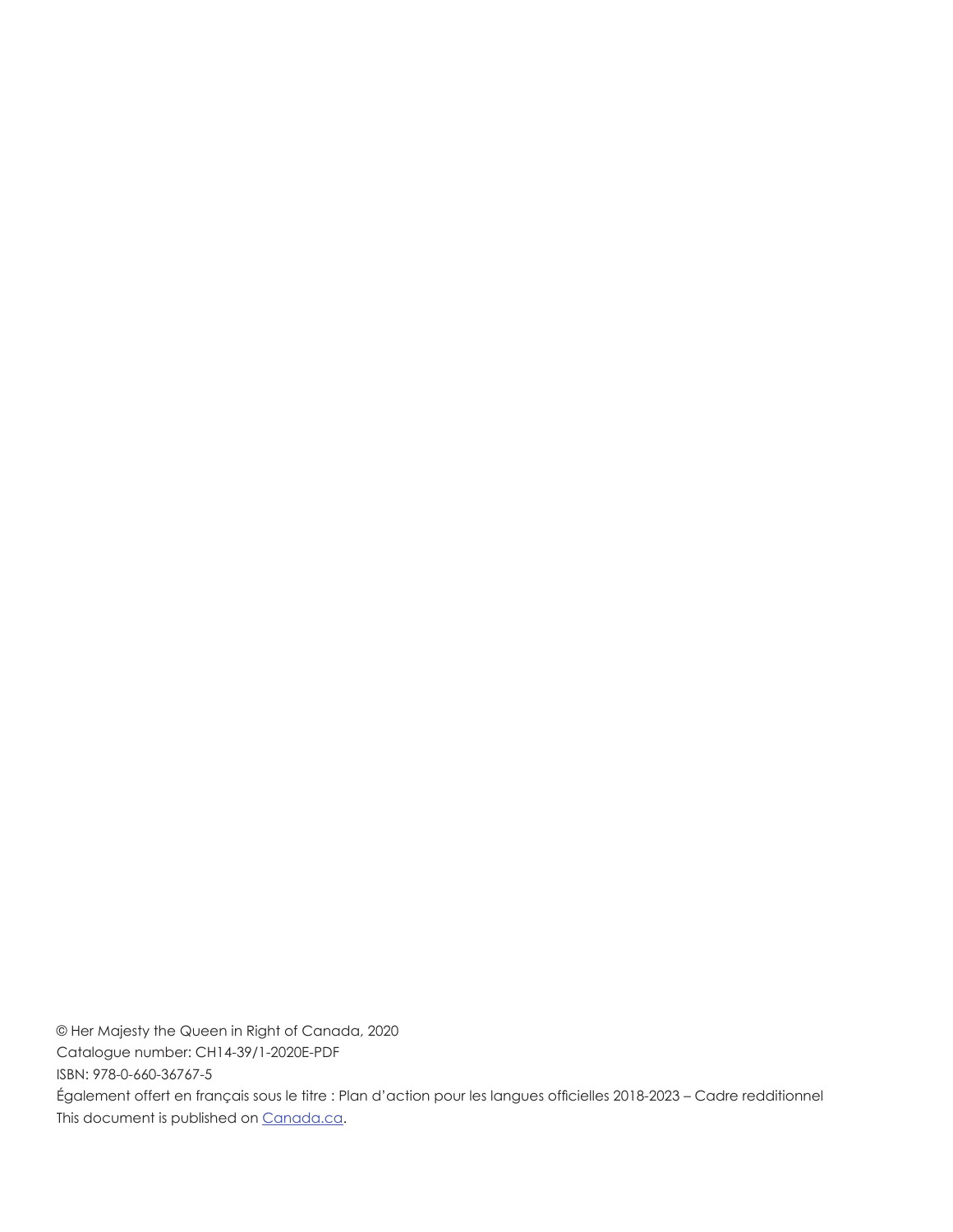© Her Majesty the Queen in Right of Canada, 2020

Catalogue number: CH14-39/1-2020E-PDF

ISBN: 978-0-660-36767-5

Également offert en français sous le titre : Plan d’action pour les langues officielles 2018-2023 – Cadre redditionnel

This document is published on [Canada.ca](Canada.ca).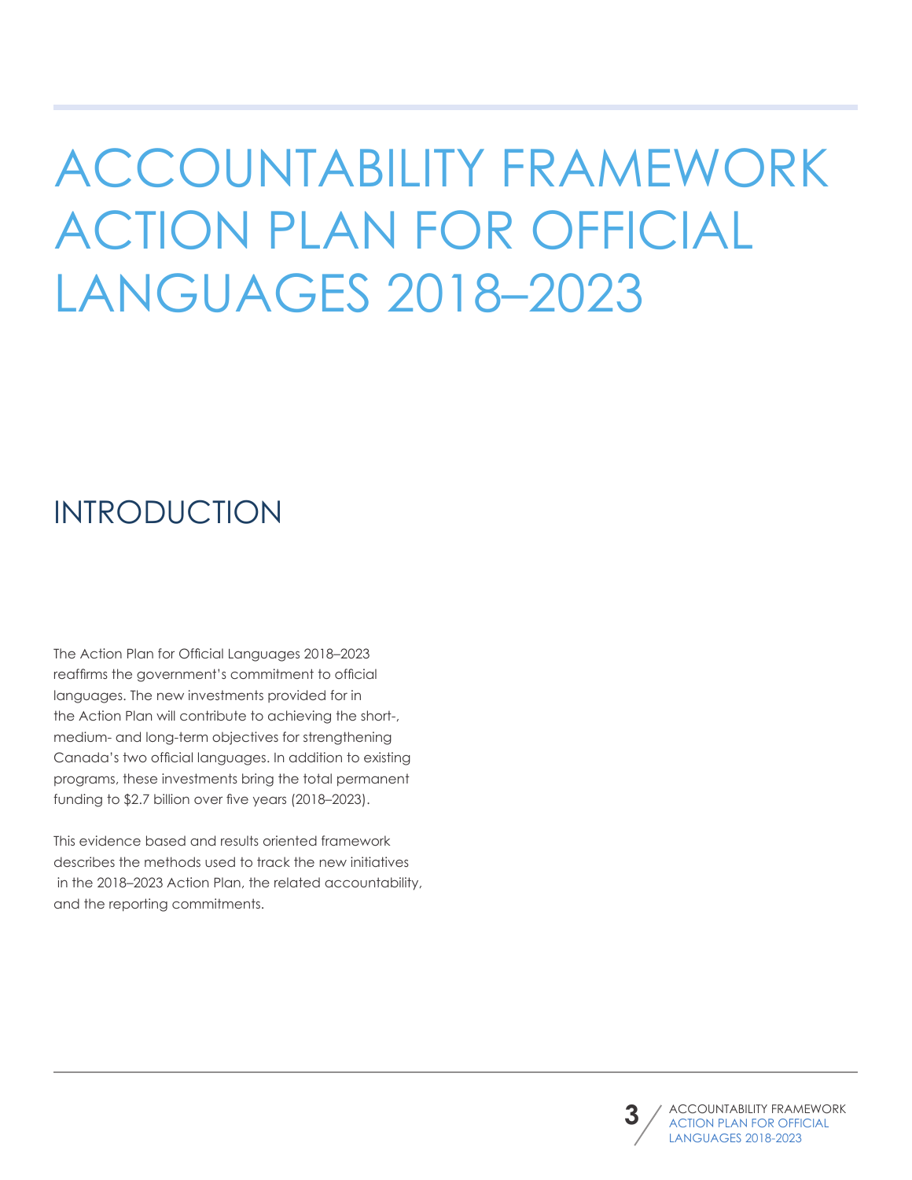# ACCOUNTABILITY FRAMEWORK ACTION PLAN FOR OFFICIAL LANGUAGES 2018–2023

## INTRODUCTION

The Action Plan for Official Languages 2018–2023 reaffirms the government's commitment to official languages. The new investments provided for in the Action Plan will contribute to achieving the short-, medium- and long-term objectives for strengthening Canada's two official languages. In addition to existing programs, these investments bring the total permanent funding to $2.7 billion over five years (2018–2023).

This evidence based and results oriented framework describes the methods used to track the new initiatives in the 2018–2023 Action Plan, the related accountability, and the reporting commitments.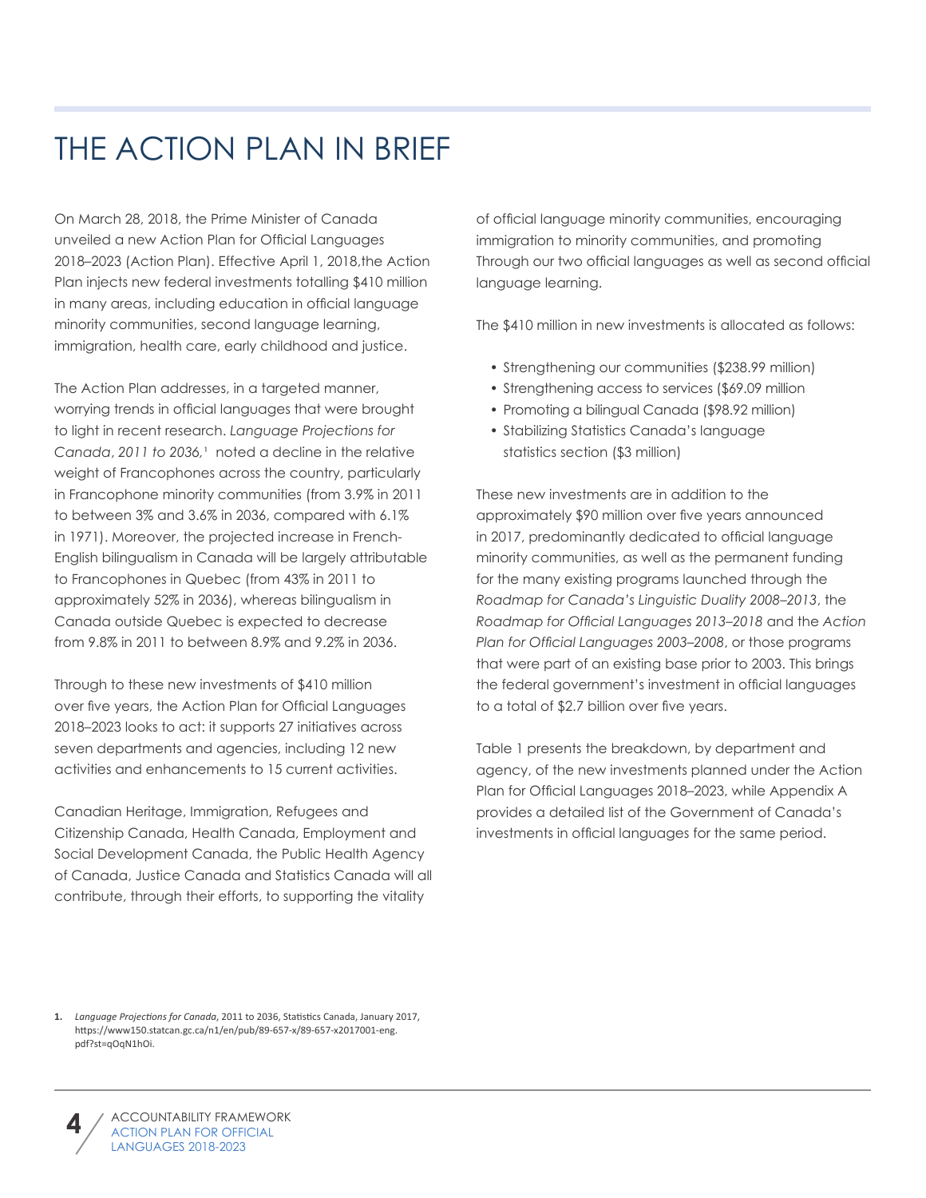# THE ACTION PLAN IN BRIEF

On March 28, 2018, the Prime Minister of Canada unveiled a new Action Plan for Official Languages 2018–2023 (Action Plan). Effective April 1, 2018,the Action Plan injects new federal investments totalling $410 million in many areas, including education in official language minority communities, second language learning, immigration, health care, early childhood and justice.

The Action Plan addresses, in a targeted manner, worrying trends in official languages that were brought to light in recent research. *Language Projections for Canada*, *2011 to 2036,*[1] noted a decline in the relative weight of Francophones across the country, particularly in Francophone minority communities (from 3.9% in 2011 to between 3% and 3.6% in 2036, compared with 6.1% in 1971). Moreover, the projected increase in French-English bilingualism in Canada will be largely attributable to Francophones in Quebec (from 43% in 2011 to approximately 52% in 2036), whereas bilingualism in Canada outside Quebec is expected to decrease from 9.8% in 2011 to between 8.9% and 9.2% in 2036.

Through to these new investments of $410 million over five years, the Action Plan for Official Languages 2018–2023 looks to act: it supports 27 initiatives across seven departments and agencies, including 12 new activities and enhancements to 15 current activities.

Canadian Heritage, Immigration, Refugees and Citizenship Canada, Health Canada, Employment and Social Development Canada, the Public Health Agency of Canada, Justice Canada and Statistics Canada will all contribute, through their efforts, to supporting the vitality of official language minority communities, encouraging immigration to minority communities, and promoting Through our two official languages as well as second official language learning.

The $410 million in new investments is allocated as follows:

- Strengthening our communities ($238.99 million)
- Strengthening access to services ($69.09 million
- Promoting a bilingual Canada ($98.92 million)
- Stabilizing Statistics Canada's language statistics section ($3 million)

These new investments are in addition to the approximately $90 million over five years announced in 2017, predominantly dedicated to official language minority communities, as well as the permanent funding for the many existing programs launched through the *Roadmap for Canada's Linguistic Duality 2008–2013*, the *Roadmap for Official Languages 2013–2018* and the *Action Plan for Official Languages 2003–2008*, or those programs that were part of an existing base prior to 2003. This brings the federal government's investment in official languages to a total of $2.7 billion over five years.

Table 1 presents the breakdown, by department and agency, of the new investments planned under the Action Plan for Official Languages 2018–2023, while Appendix A provides a detailed list of the Government of Canada's investments in official languages for the same period.

1. *Language Projections for Canada*, 2011 to 2036, Statistics Canada, January 2017, https://www150.statcan.gc.ca/n1/en/pub/89-657-x/89-657-x2017001-eng.pdf?st=qOqN1hOi.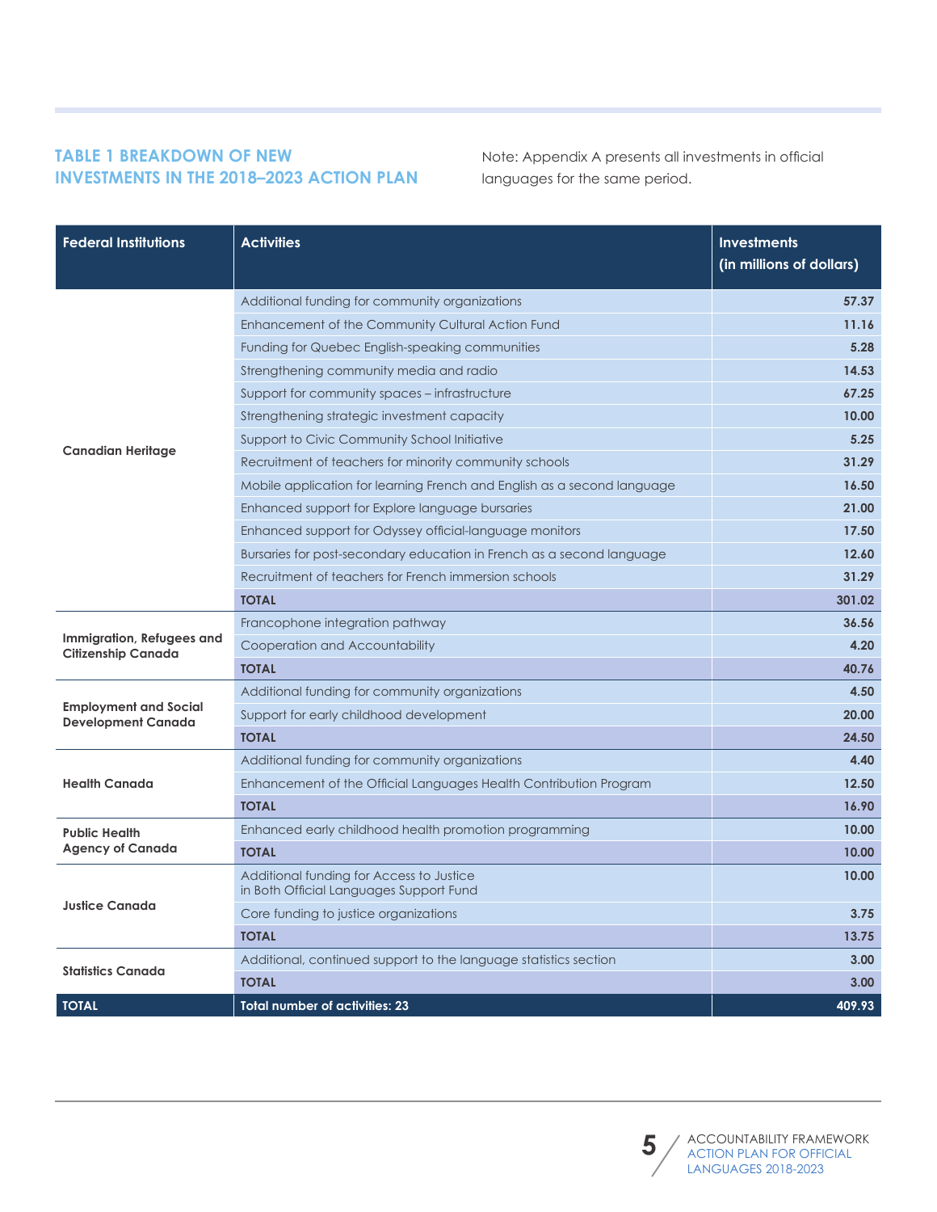## TABLE 1 BREAKDOWN OF NEW INVESTMENTS IN THE 2018–2023 ACTION PLAN

Note: Appendix A presents all investments in official languages for the same period.

| Federal Institutions | Activities | Investments (in millions of dollars) |
|---|---|---|
| Canadian Heritage | Additional funding for community organizations | **57.37** |
| | Enhancement of the Community Cultural Action Fund | **11.16** |
| | Funding for Quebec English-speaking communities | **5.28** |
| | Strengthening community media and radio | **14.53** |
| | Support for community spaces – infrastructure | **67.25** |
| | Strengthening strategic investment capacity | **10.00** |
| | Support to Civic Community School Initiative | **5.25** |
| | Recruitment of teachers for minority community schools | **31.29** |
| | Mobile application for learning French and English as a second language | **16.50** |
| | Enhanced support for Explore language bursaries | **21.00** |
| | Enhanced support for Odyssey official-language monitors | **17.50** |
| | Bursaries for post-secondary education in French as a second language | **12.60** |
| | Recruitment of teachers for French immersion schools | **31.29** |
| | **TOTAL** | **301.02** |
| Immigration, Refugees and Citizenship Canada | Francophone integration pathway | **36.56** |
| | Cooperation and Accountability | **4.20** |
| | **TOTAL** | **40.76** |
| Employment and Social Development Canada | Additional funding for community organizations | **4.50** |
| | Support for early childhood development | **20.00** |
| | **TOTAL** | **24.50** |
| Health Canada | Additional funding for community organizations | **4.40** |
| | Enhancement of the Official Languages Health Contribution Program | **12.50** |
| | **TOTAL** | **16.90** |
| Public Health Agency of Canada | Enhanced early childhood health promotion programming | **10.00** |
| | **TOTAL** | **10.00** |
| Justice Canada | Additional funding for Access to Justice in Both Official Languages Support Fund | **10.00** |
| | Core funding to justice organizations | **3.75** |
| | **TOTAL** | **13.75** |
| Statistics Canada | Additional, continued support to the language statistics section | **3.00** |
| | **TOTAL** | **3.00** |
| **TOTAL** | **Total number of activities: 23** | **409.93** |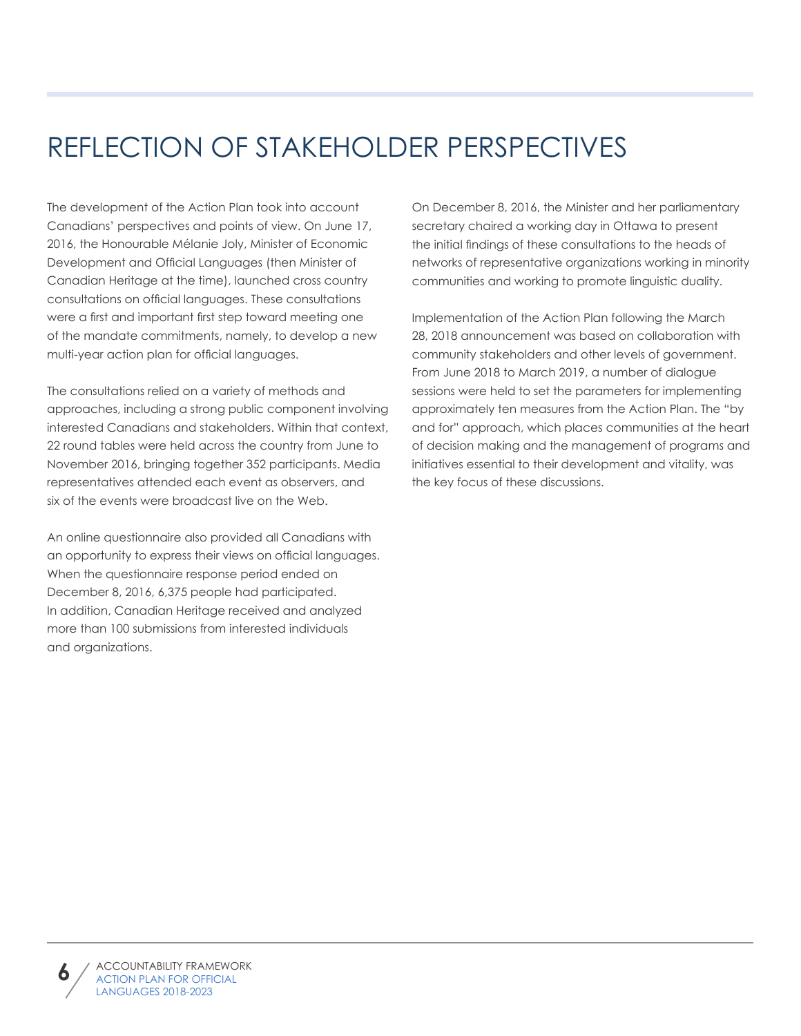# REFLECTION OF STAKEHOLDER PERSPECTIVES

The development of the Action Plan took into account Canadians' perspectives and points of view. On June 17, 2016, the Honourable Mélanie Joly, Minister of Economic Development and Official Languages (then Minister of Canadian Heritage at the time), launched cross country consultations on official languages. These consultations were a first and important first step toward meeting one of the mandate commitments, namely, to develop a new multi-year action plan for official languages.

The consultations relied on a variety of methods and approaches, including a strong public component involving interested Canadians and stakeholders. Within that context, 22 round tables were held across the country from June to November 2016, bringing together 352 participants. Media representatives attended each event as observers, and six of the events were broadcast live on the Web.

An online questionnaire also provided all Canadians with an opportunity to express their views on official languages. When the questionnaire response period ended on December 8, 2016, 6,375 people had participated. In addition, Canadian Heritage received and analyzed more than 100 submissions from interested individuals and organizations.

On December 8, 2016, the Minister and her parliamentary secretary chaired a working day in Ottawa to present the initial findings of these consultations to the heads of networks of representative organizations working in minority communities and working to promote linguistic duality.

Implementation of the Action Plan following the March 28, 2018 announcement was based on collaboration with community stakeholders and other levels of government. From June 2018 to March 2019, a number of dialogue sessions were held to set the parameters for implementing approximately ten measures from the Action Plan. The "by and for" approach, which places communities at the heart of decision making and the management of programs and initiatives essential to their development and vitality, was the key focus of these discussions.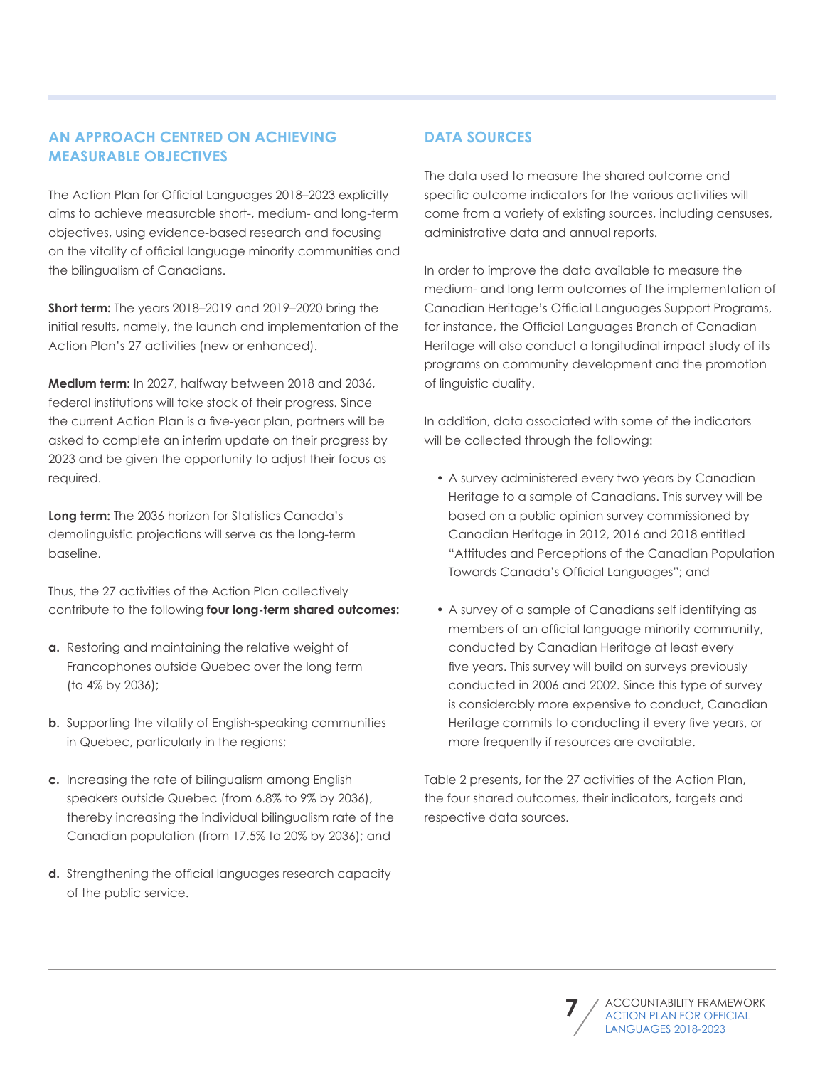## AN APPROACH CENTRED ON ACHIEVING MEASURABLE OBJECTIVES

The Action Plan for Official Languages 2018–2023 explicitly aims to achieve measurable short-, medium- and long-term objectives, using evidence-based research and focusing on the vitality of official language minority communities and the bilingualism of Canadians.

**Short term:** The years 2018–2019 and 2019–2020 bring the initial results, namely, the launch and implementation of the Action Plan's 27 activities (new or enhanced).

**Medium term:** In 2027, halfway between 2018 and 2036, federal institutions will take stock of their progress. Since the current Action Plan is a five-year plan, partners will be asked to complete an interim update on their progress by 2023 and be given the opportunity to adjust their focus as required.

**Long term:** The 2036 horizon for Statistics Canada's demolinguistic projections will serve as the long-term baseline.

Thus, the 27 activities of the Action Plan collectively contribute to the following **four long-term shared outcomes:**

**a.** Restoring and maintaining the relative weight of Francophones outside Quebec over the long term (to 4% by 2036);

**b.** Supporting the vitality of English-speaking communities in Quebec, particularly in the regions;

**c.** Increasing the rate of bilingualism among English speakers outside Quebec (from 6.8% to 9% by 2036), thereby increasing the individual bilingualism rate of the Canadian population (from 17.5% to 20% by 2036); and

**d.** Strengthening the official languages research capacity of the public service.

## DATA SOURCES

The data used to measure the shared outcome and specific outcome indicators for the various activities will come from a variety of existing sources, including censuses, administrative data and annual reports.

In order to improve the data available to measure the medium- and long term outcomes of the implementation of Canadian Heritage's Official Languages Support Programs, for instance, the Official Languages Branch of Canadian Heritage will also conduct a longitudinal impact study of its programs on community development and the promotion of linguistic duality.

In addition, data associated with some of the indicators will be collected through the following:

- A survey administered every two years by Canadian Heritage to a sample of Canadians. This survey will be based on a public opinion survey commissioned by Canadian Heritage in 2012, 2016 and 2018 entitled "Attitudes and Perceptions of the Canadian Population Towards Canada's Official Languages"; and

- A survey of a sample of Canadians self identifying as members of an official language minority community, conducted by Canadian Heritage at least every five years. This survey will build on surveys previously conducted in 2006 and 2002. Since this type of survey is considerably more expensive to conduct, Canadian Heritage commits to conducting it every five years, or more frequently if resources are available.

Table 2 presents, for the 27 activities of the Action Plan, the four shared outcomes, their indicators, targets and respective data sources.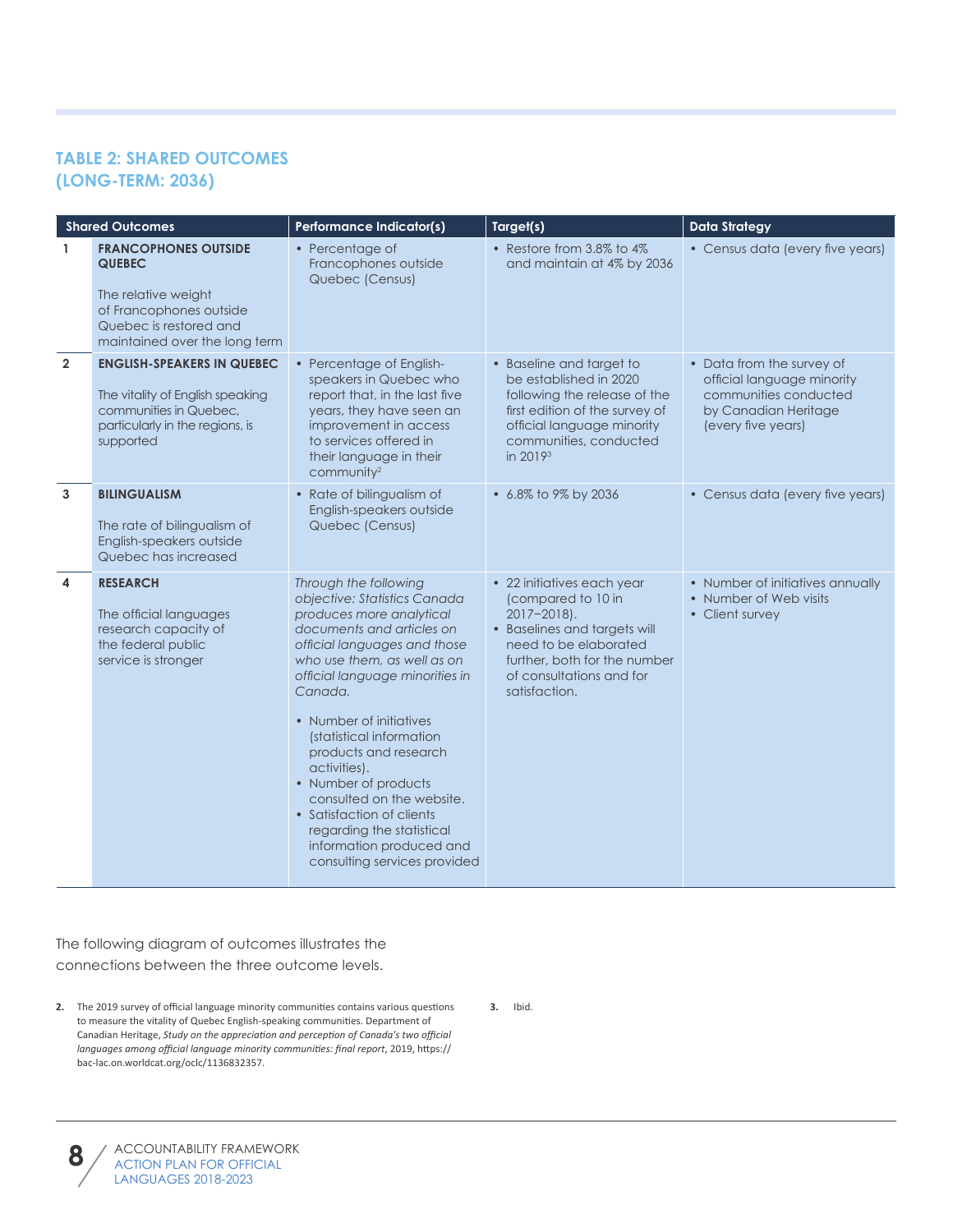## TABLE 2: SHARED OUTCOMES (LONG-TERM: 2036)

| | Shared Outcomes | Performance Indicator(s) | Target(s) | Data Strategy |
|---|---|---|---|---|
| 1 | **FRANCOPHONES OUTSIDE QUEBEC**<br><br>The relative weight of Francophones outside Quebec is restored and maintained over the long term | • Percentage of Francophones outside Quebec (Census) | • Restore from 3.8% to 4% and maintain at 4% by 2036 | • Census data (every five years) |
| 2 | **ENGLISH-SPEAKERS IN QUEBEC**<br><br>The vitality of English speaking communities in Quebec, particularly in the regions, is supported | • Percentage of English-speakers in Quebec who report that, in the last five years, they have seen an improvement in access to services offered in their language in their community[2] | • Baseline and target to be established in 2020 following the release of the first edition of the survey of official language minority communities, conducted in 2019[3] | • Data from the survey of official language minority communities conducted by Canadian Heritage (every five years) |
| 3 | **BILINGUALISM**<br><br>The rate of bilingualism of English-speakers outside Quebec has increased | • Rate of bilingualism of English-speakers outside Quebec (Census) | • 6.8% to 9% by 2036 | • Census data (every five years) |
| 4 | **RESEARCH**<br><br>The official languages research capacity of the federal public service is stronger | *Through the following objective: Statistics Canada produces more analytical documents and articles on official languages and those who use them, as well as on official language minorities in Canada.*<br><br>• Number of initiatives (statistical information products and research activities).<br>• Number of products consulted on the website.<br>• Satisfaction of clients regarding the statistical information produced and consulting services provided | • 22 initiatives each year (compared to 10 in 2017–2018).<br>• Baselines and targets will need to be elaborated further, both for the number of consultations and for satisfaction. | • Number of initiatives annually<br>• Number of Web visits<br>• Client survey |

The following diagram of outcomes illustrates the connections between the three outcome levels.

2. The 2019 survey of official language minority communities contains various questions to measure the vitality of Quebec English-speaking communities. Department of Canadian Heritage, *Study on the appreciation and perception of Canada's two official languages among official language minority communities: final report*, 2019, https://bac-lac.on.worldcat.org/oclc/1136832357.

3. Ibid.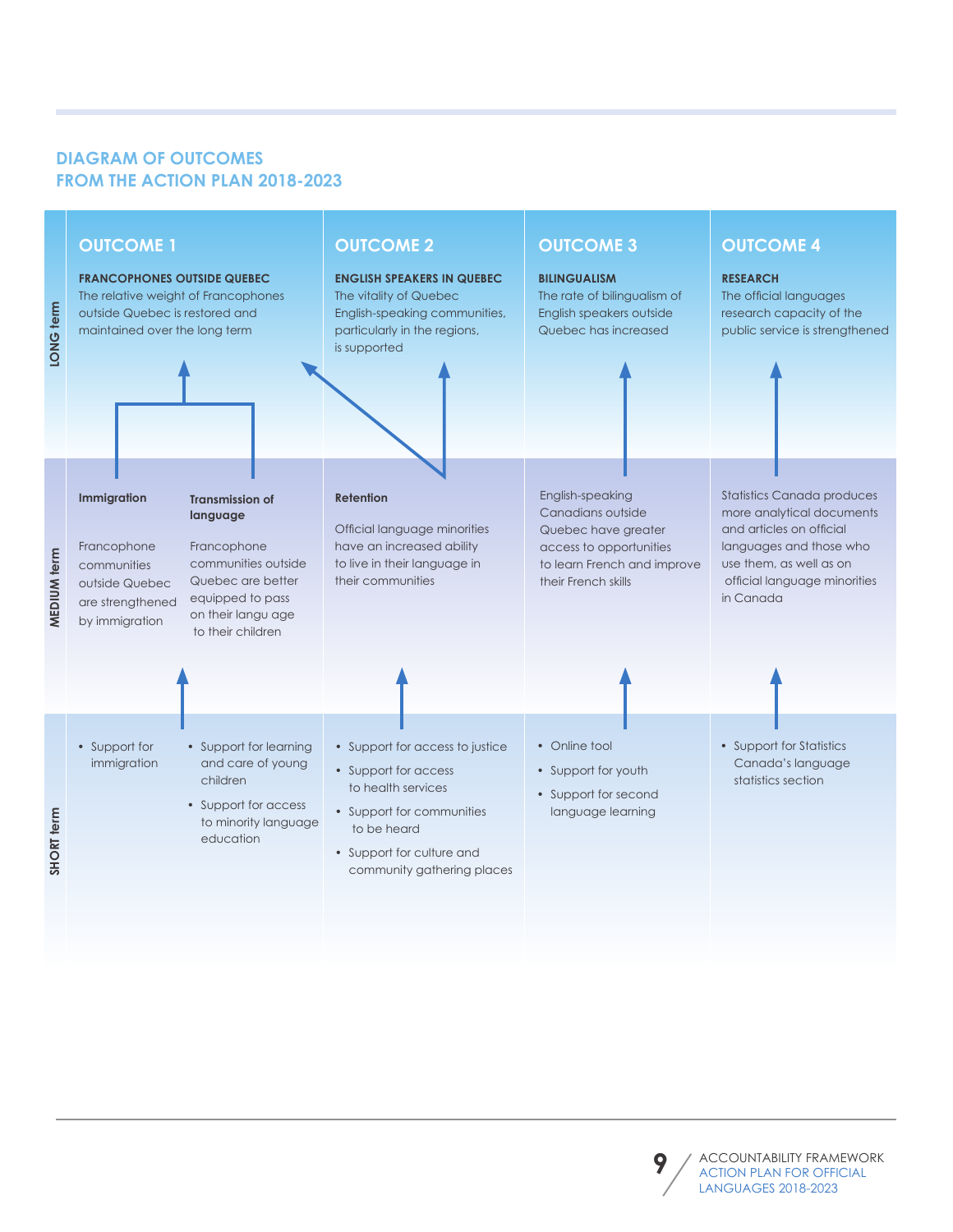## DIAGRAM OF OUTCOMES FROM THE ACTION PLAN 2018-2023

| | OUTCOME 1 | | OUTCOME 2 | OUTCOME 3 | OUTCOME 4 |
|---|---|---|---|---|---|
| **LONG term** | **FRANCOPHONES OUTSIDE QUEBEC** The relative weight of Francophones outside Quebec is restored and maintained over the long term | | **ENGLISH SPEAKERS IN QUEBEC** The vitality of Quebec English-speaking communities, particularly in the regions, is supported | **BILINGUALISM** The rate of bilingualism of English speakers outside Quebec has increased | **RESEARCH** The official languages research capacity of the public service is strengthened |
| **MEDIUM term** | **Immigration** Francophone communities outside Quebec are strengthened by immigration | **Transmission of language** Francophone communities outside Quebec are better equipped to pass on their langu age to their children | **Retention** Official language minorities have an increased ability to live in their language in their communities | English-speaking Canadians outside Quebec have greater access to opportunities to learn French and improve their French skills | Statistics Canada produces more analytical documents and articles on official languages and those who use them, as well as on official language minorities in Canada |
| **SHORT term** | • Support for immigration | • Support for learning and care of young children<br>• Support for access to minority language education | • Support for access to justice<br>• Support for access to health services<br>• Support for communities to be heard<br>• Support for culture and community gathering places | • Online tool<br>• Support for youth<br>• Support for second language learning | • Support for Statistics Canada's language statistics section |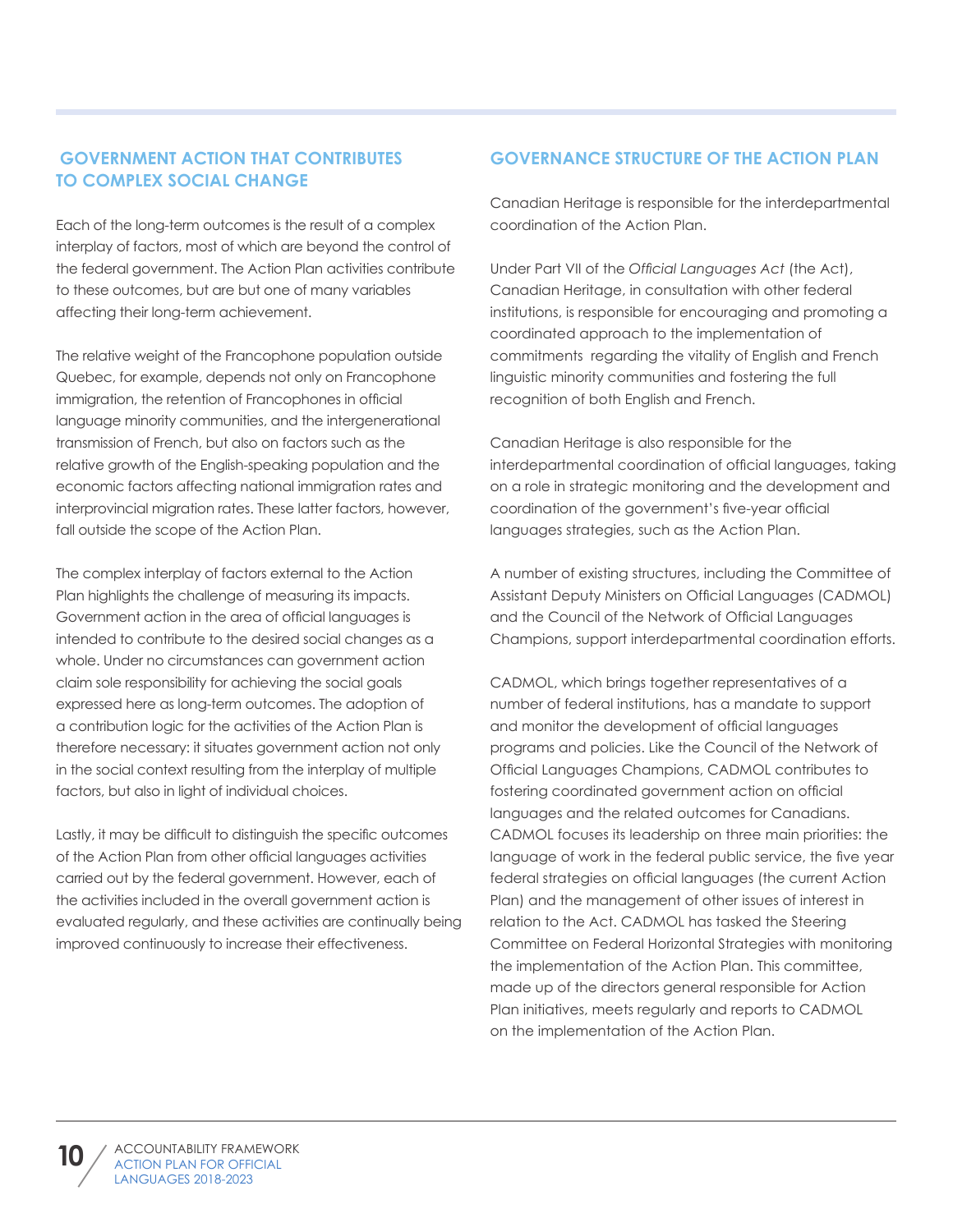## GOVERNMENT ACTION THAT CONTRIBUTES TO COMPLEX SOCIAL CHANGE

Each of the long-term outcomes is the result of a complex interplay of factors, most of which are beyond the control of the federal government. The Action Plan activities contribute to these outcomes, but are but one of many variables affecting their long-term achievement.

The relative weight of the Francophone population outside Quebec, for example, depends not only on Francophone immigration, the retention of Francophones in official language minority communities, and the intergenerational transmission of French, but also on factors such as the relative growth of the English-speaking population and the economic factors affecting national immigration rates and interprovincial migration rates. These latter factors, however, fall outside the scope of the Action Plan.

The complex interplay of factors external to the Action Plan highlights the challenge of measuring its impacts. Government action in the area of official languages is intended to contribute to the desired social changes as a whole. Under no circumstances can government action claim sole responsibility for achieving the social goals expressed here as long-term outcomes. The adoption of a contribution logic for the activities of the Action Plan is therefore necessary: it situates government action not only in the social context resulting from the interplay of multiple factors, but also in light of individual choices.

Lastly, it may be difficult to distinguish the specific outcomes of the Action Plan from other official languages activities carried out by the federal government. However, each of the activities included in the overall government action is evaluated regularly, and these activities are continually being improved continuously to increase their effectiveness.

## GOVERNANCE STRUCTURE OF THE ACTION PLAN

Canadian Heritage is responsible for the interdepartmental coordination of the Action Plan.

Under Part VII of the *Official Languages Act* (the Act), Canadian Heritage, in consultation with other federal institutions, is responsible for encouraging and promoting a coordinated approach to the implementation of commitments regarding the vitality of English and French linguistic minority communities and fostering the full recognition of both English and French.

Canadian Heritage is also responsible for the interdepartmental coordination of official languages, taking on a role in strategic monitoring and the development and coordination of the government's five-year official languages strategies, such as the Action Plan.

A number of existing structures, including the Committee of Assistant Deputy Ministers on Official Languages (CADMOL) and the Council of the Network of Official Languages Champions, support interdepartmental coordination efforts.

CADMOL, which brings together representatives of a number of federal institutions, has a mandate to support and monitor the development of official languages programs and policies. Like the Council of the Network of Official Languages Champions, CADMOL contributes to fostering coordinated government action on official languages and the related outcomes for Canadians. CADMOL focuses its leadership on three main priorities: the language of work in the federal public service, the five year federal strategies on official languages (the current Action Plan) and the management of other issues of interest in relation to the Act. CADMOL has tasked the Steering Committee on Federal Horizontal Strategies with monitoring the implementation of the Action Plan. This committee, made up of the directors general responsible for Action Plan initiatives, meets regularly and reports to CADMOL on the implementation of the Action Plan.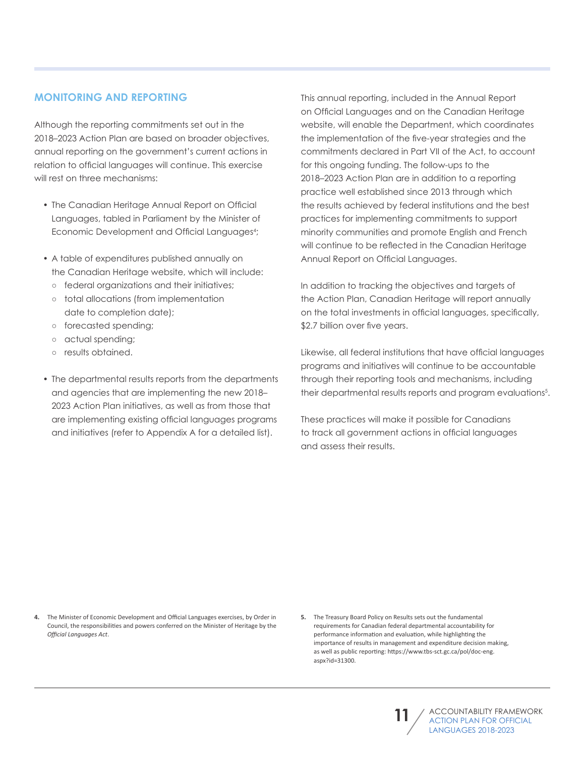## MONITORING AND REPORTING

Although the reporting commitments set out in the 2018–2023 Action Plan are based on broader objectives, annual reporting on the government's current actions in relation to official languages will continue. This exercise will rest on three mechanisms:

- The Canadian Heritage Annual Report on Official Languages, tabled in Parliament by the Minister of Economic Development and Official Languages[4];
- A table of expenditures published annually on the Canadian Heritage website, which will include:
  - federal organizations and their initiatives;
  - total allocations (from implementation date to completion date);
  - forecasted spending;
  - actual spending;
  - results obtained.
- The departmental results reports from the departments and agencies that are implementing the new 2018–2023 Action Plan initiatives, as well as from those that are implementing existing official languages programs and initiatives (refer to Appendix A for a detailed list).

This annual reporting, included in the Annual Report on Official Languages and on the Canadian Heritage website, will enable the Department, which coordinates the implementation of the five-year strategies and the commitments declared in Part VII of the Act, to account for this ongoing funding. The follow-ups to the 2018–2023 Action Plan are in addition to a reporting practice well established since 2013 through which the results achieved by federal institutions and the best practices for implementing commitments to support minority communities and promote English and French will continue to be reflected in the Canadian Heritage Annual Report on Official Languages.

In addition to tracking the objectives and targets of the Action Plan, Canadian Heritage will report annually on the total investments in official languages, specifically, $2.7 billion over five years.

Likewise, all federal institutions that have official languages programs and initiatives will continue to be accountable through their reporting tools and mechanisms, including their departmental results reports and program evaluations[5].

These practices will make it possible for Canadians to track all government actions in official languages and assess their results.

4. The Minister of Economic Development and Official Languages exercises, by Order in Council, the responsibilities and powers conferred on the Minister of Heritage by the *Official Languages Act*.

5. The Treasury Board Policy on Results sets out the fundamental requirements for Canadian federal departmental accountability for performance information and evaluation, while highlighting the importance of results in management and expenditure decision making, as well as public reporting: https://www.tbs-sct.gc.ca/pol/doc-eng.aspx?id=31300.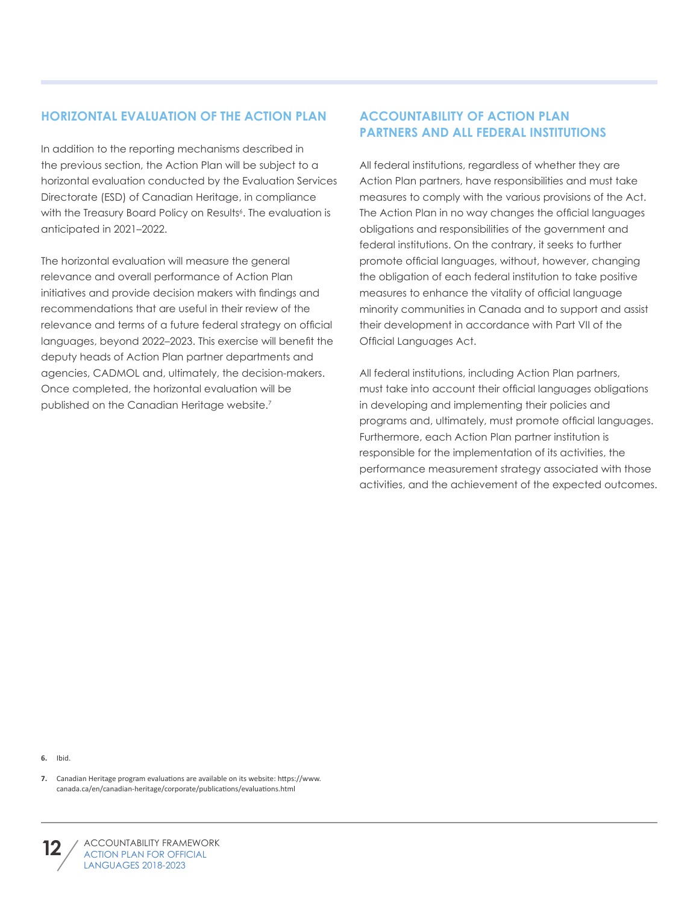## HORIZONTAL EVALUATION OF THE ACTION PLAN

In addition to the reporting mechanisms described in the previous section, the Action Plan will be subject to a horizontal evaluation conducted by the Evaluation Services Directorate (ESD) of Canadian Heritage, in compliance with the Treasury Board Policy on Results[6]. The evaluation is anticipated in 2021–2022.

The horizontal evaluation will measure the general relevance and overall performance of Action Plan initiatives and provide decision makers with findings and recommendations that are useful in their review of the relevance and terms of a future federal strategy on official languages, beyond 2022–2023. This exercise will benefit the deputy heads of Action Plan partner departments and agencies, CADMOL and, ultimately, the decision-makers. Once completed, the horizontal evaluation will be published on the Canadian Heritage website.[7]

## ACCOUNTABILITY OF ACTION PLAN PARTNERS AND ALL FEDERAL INSTITUTIONS

All federal institutions, regardless of whether they are Action Plan partners, have responsibilities and must take measures to comply with the various provisions of the Act. The Action Plan in no way changes the official languages obligations and responsibilities of the government and federal institutions. On the contrary, it seeks to further promote official languages, without, however, changing the obligation of each federal institution to take positive measures to enhance the vitality of official language minority communities in Canada and to support and assist their development in accordance with Part VII of the Official Languages Act.

All federal institutions, including Action Plan partners, must take into account their official languages obligations in developing and implementing their policies and programs and, ultimately, must promote official languages. Furthermore, each Action Plan partner institution is responsible for the implementation of its activities, the performance measurement strategy associated with those activities, and the achievement of the expected outcomes.

**6.** Ibid.

**7.** Canadian Heritage program evaluations are available on its website: https://www.canada.ca/en/canadian-heritage/corporate/publications/evaluations.html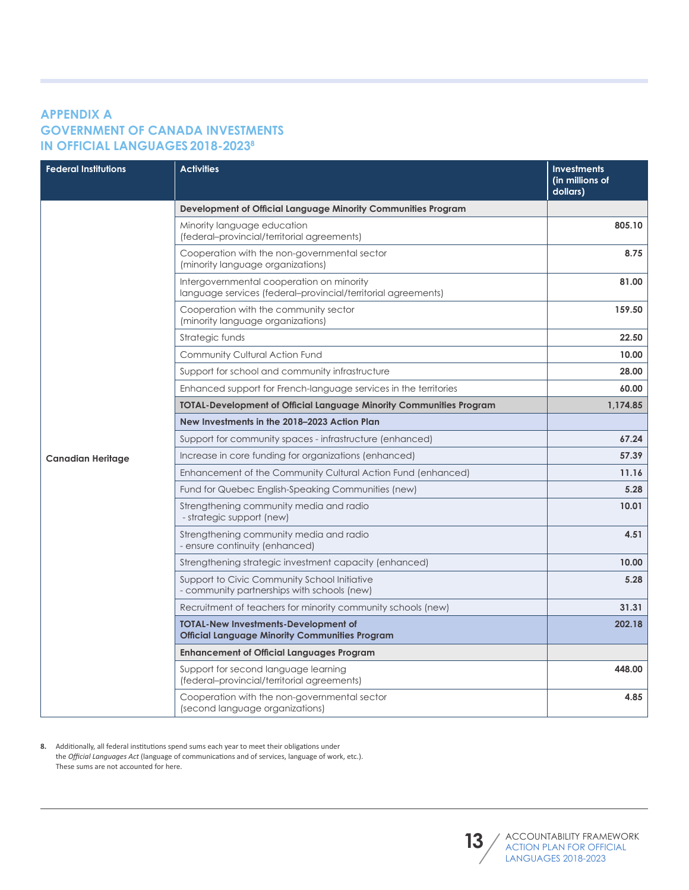## APPENDIX A
## GOVERNMENT OF CANADA INVESTMENTS IN OFFICIAL LANGUAGES 2018-2023[8]

| Federal Institutions | Activities | Investments (in millions of dollars) |
|---|---|---|
| Canadian Heritage | **Development of Official Language Minority Communities Program** | |
| | Minority language education (federal–provincial/territorial agreements) | **805.10** |
| | Cooperation with the non-governmental sector (minority language organizations) | **8.75** |
| | Intergovernmental cooperation on minority language services (federal–provincial/territorial agreements) | **81.00** |
| | Cooperation with the community sector (minority language organizations) | **159.50** |
| | Strategic funds | **22.50** |
| | Community Cultural Action Fund | **10.00** |
| | Support for school and community infrastructure | **28.00** |
| | Enhanced support for French-language services in the territories | **60.00** |
| | **TOTAL-Development of Official Language Minority Communities Program** | **1,174.85** |
| | **New Investments in the 2018–2023 Action Plan** | |
| | Support for community spaces - infrastructure (enhanced) | **67.24** |
| | Increase in core funding for organizations (enhanced) | **57.39** |
| | Enhancement of the Community Cultural Action Fund (enhanced) | **11.16** |
| | Fund for Quebec English-Speaking Communities (new) | **5.28** |
| | Strengthening community media and radio - strategic support (new) | **10.01** |
| | Strengthening community media and radio - ensure continuity (enhanced) | **4.51** |
| | Strengthening strategic investment capacity (enhanced) | **10.00** |
| | Support to Civic Community School Initiative - community partnerships with schools (new) | **5.28** |
| | Recruitment of teachers for minority community schools (new) | **31.31** |
| | **TOTAL-New Investments-Development of Official Language Minority Communities Program** | **202.18** |
| | **Enhancement of Official Languages Program** | |
| | Support for second language learning (federal–provincial/territorial agreements) | **448.00** |
| | Cooperation with the non-governmental sector (second language organizations) | **4.85** |

8. Additionally, all federal institutions spend sums each year to meet their obligations under the *Official Languages Act* (language of communications and of services, language of work, etc.). These sums are not accounted for here.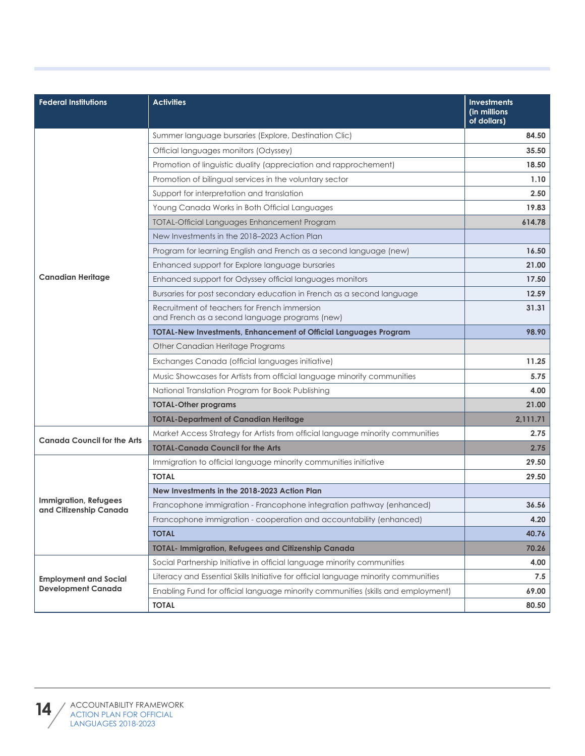| Federal Institutions | Activities | Investments (in millions of dollars) |
|---|---|---|
| Canadian Heritage | Summer language bursaries (Explore, Destination Clic) | 84.50 |
| | Official languages monitors (Odyssey) | 35.50 |
| | Promotion of linguistic duality (appreciation and rapprochement) | 18.50 |
| | Promotion of bilingual services in the voluntary sector | 1.10 |
| | Support for interpretation and translation | 2.50 |
| | Young Canada Works in Both Official Languages | 19.83 |
| | TOTAL-Official Languages Enhancement Program | 614.78 |
| | New Investments in the 2018–2023 Action Plan | |
| | Program for learning English and French as a second language (new) | 16.50 |
| | Enhanced support for Explore language bursaries | 21.00 |
| | Enhanced support for Odyssey official languages monitors | 17.50 |
| | Bursaries for post secondary education in French as a second language | 12.59 |
| | Recruitment of teachers for French immersion and French as a second language programs (new) | 31.31 |
| | **TOTAL-New Investments, Enhancement of Official Languages Program** | **98.90** |
| | Other Canadian Heritage Programs | |
| | Exchanges Canada (official languages initiative) | 11.25 |
| | Music Showcases for Artists from official language minority communities | 5.75 |
| | National Translation Program for Book Publishing | 4.00 |
| | **TOTAL-Other programs** | **21.00** |
| | **TOTAL-Department of Canadian Heritage** | **2,111.71** |
| Canada Council for the Arts | Market Access Strategy for Artists from official language minority communities | 2.75 |
| | **TOTAL-Canada Council for the Arts** | **2.75** |
| Immigration, Refugees and Citizenship Canada | Immigration to official language minority communities initiative | 29.50 |
| | **TOTAL** | **29.50** |
| | **New Investments in the 2018-2023 Action Plan** | |
| | Francophone immigration - Francophone integration pathway (enhanced) | 36.56 |
| | Francophone immigration - cooperation and accountability (enhanced) | 4.20 |
| | **TOTAL** | **40.76** |
| | **TOTAL- Immigration, Refugees and Citizenship Canada** | **70.26** |
| Employment and Social Development Canada | Social Partnership Initiative in official language minority communities | 4.00 |
| | Literacy and Essential Skills Initiative for official language minority communities | 7.5 |
| | Enabling Fund for official language minority communities (skills and employment) | 69.00 |
| | **TOTAL** | **80.50** |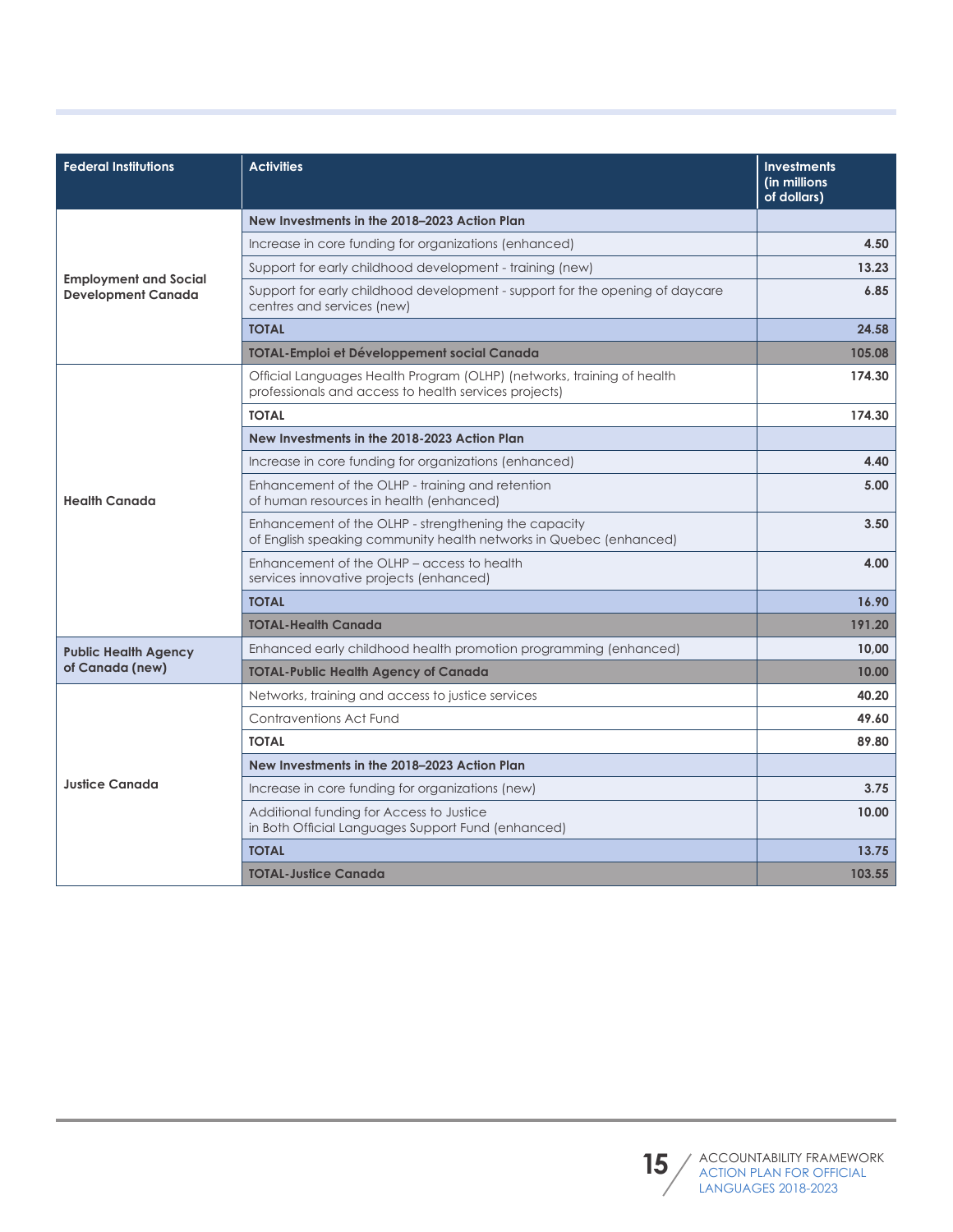| Federal Institutions | Activities | Investments (in millions of dollars) |
|---|---|---|
| Employment and Social Development Canada | **New Investments in the 2018–2023 Action Plan** | |
| | Increase in core funding for organizations (enhanced) | 4.50 |
| | Support for early childhood development - training (new) | 13.23 |
| | Support for early childhood development - support for the opening of daycare centres and services (new) | 6.85 |
| | **TOTAL** | **24.58** |
| | **TOTAL-Emploi et Développement social Canada** | **105.08** |
| Health Canada | Official Languages Health Program (OLHP) (networks, training of health professionals and access to health services projects) | 174.30 |
| | **TOTAL** | **174.30** |
| | **New Investments in the 2018-2023 Action Plan** | |
| | Increase in core funding for organizations (enhanced) | 4.40 |
| | Enhancement of the OLHP - training and retention of human resources in health (enhanced) | 5.00 |
| | Enhancement of the OLHP - strengthening the capacity of English speaking community health networks in Quebec (enhanced) | 3.50 |
| | Enhancement of the OLHP – access to health services innovative projects (enhanced) | 4.00 |
| | **TOTAL** | **16.90** |
| | **TOTAL-Health Canada** | **191.20** |
| Public Health Agency of Canada (new) | Enhanced early childhood health promotion programming (enhanced) | 10,00 |
| | **TOTAL-Public Health Agency of Canada** | **10.00** |
| Justice Canada | Networks, training and access to justice services | 40.20 |
| | Contraventions Act Fund | 49.60 |
| | **TOTAL** | **89.80** |
| | **New Investments in the 2018–2023 Action Plan** | |
| | Increase in core funding for organizations (new) | 3.75 |
| | Additional funding for Access to Justice in Both Official Languages Support Fund (enhanced) | 10.00 |
| | **TOTAL** | **13.75** |
| | **TOTAL-Justice Canada** | **103.55** |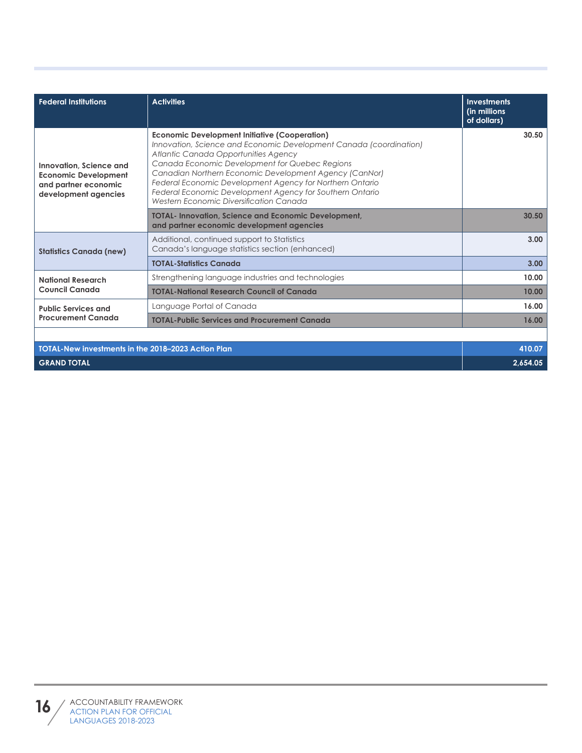| Federal Institutions | Activities | Investments (in millions of dollars) |
| --- | --- | --- |
| Innovation, Science and Economic Development and partner economic development agencies | **Economic Development Initiative (Cooperation)**<br>*Innovation, Science and Economic Development Canada (coordination)*<br>*Atlantic Canada Opportunities Agency*<br>*Canada Economic Development for Quebec Regions*<br>*Canadian Northern Economic Development Agency (CanNor)*<br>*Federal Economic Development Agency for Northern Ontario*<br>*Federal Economic Development Agency for Southern Ontario*<br>*Western Economic Diversification Canada* | 30.50 |
| | **TOTAL- Innovation, Science and Economic Development, and partner economic development agencies** | **30.50** |
| Statistics Canada (new) | Additional, continued support to Statistics Canada's language statistics section (enhanced) | 3.00 |
| | **TOTAL-Statistics Canada** | **3.00** |
| National Research Council Canada | Strengthening language industries and technologies | 10.00 |
| | **TOTAL-National Research Council of Canada** | **10.00** |
| Public Services and Procurement Canada | Language Portal of Canada | 16.00 |
| | **TOTAL-Public Services and Procurement Canada** | **16.00** |
| | | |
| **TOTAL-New investments in the 2018–2023 Action Plan** | | **410.07** |
| **GRAND TOTAL** | | **2,654.05** |